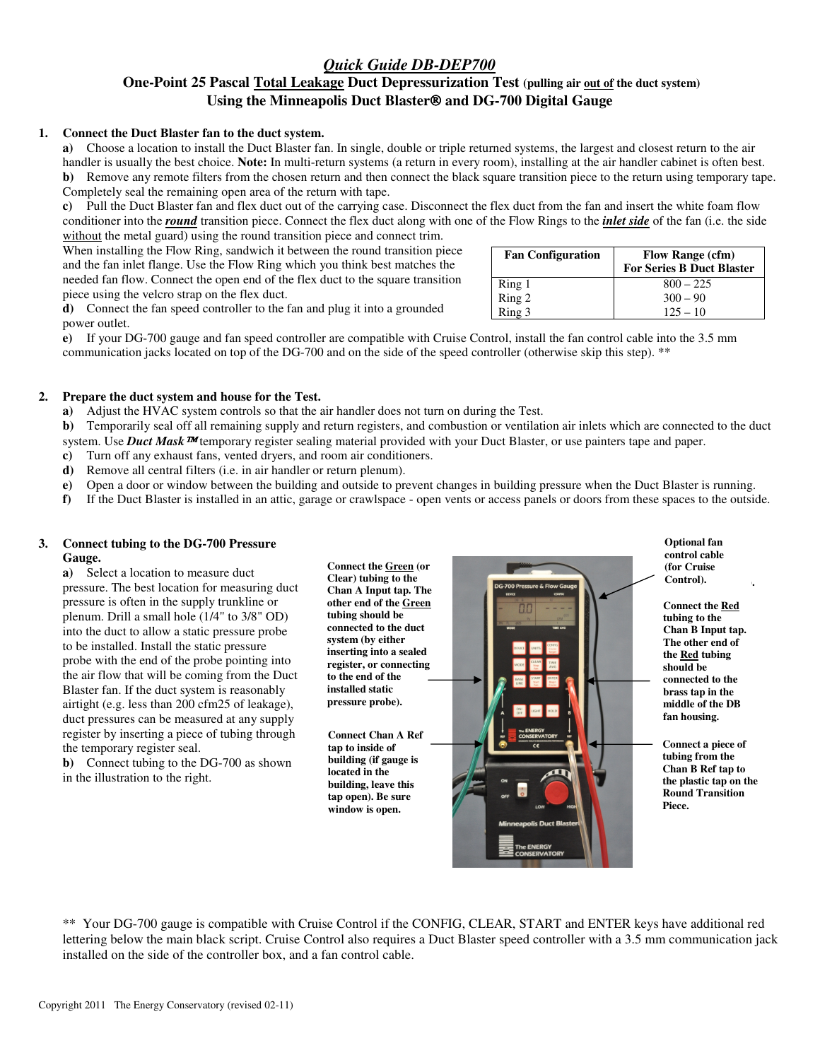# *Quick Guide DB-DEP700*

## One-Point 25 Pascal Total Leakage Duct Depressurization Test (pulling air out of the duct system)

## Using the Minneapolis Duct Blaster® and DG-700 Digital Gauge

**1. Connect the Duct Blaster fan to the duct system.**

**a)** Choose a location to install the Duct Blaster fan. In single, double or triple returned systems, the largest and closest return to the air handler is usually the best choice. **Note:** In multi-return systems (a return in every room), installing at the air handler cabinet is often best.

**b)** Remove any remote filters from the chosen return and then connect the black square transition piece to the return using temporary tape. Completely seal the remaining open area of the return with tape.

**c)** Pull the Duct Blaster fan and flex duct out of the carrying case. Disconnect the flex duct from the fan and insert the white foam flow conditioner into the ***round*** transition piece. Connect the flex duct along with one of the Flow Rings to the ***inlet side*** of the fan (i.e. the side without the metal guard) using the round transition piece and connect trim.

When installing the Flow Ring, sandwich it between the round transition piece and the fan inlet flange. Use the Flow Ring which you think best matches the needed fan flow. Connect the open end of the flex duct to the square transition piece using the velcro strap on the flex duct.

| Fan Configuration | Flow Range (cfm) For Series B Duct Blaster |
|---|---|
| Ring 1 | 800 – 225 |
| Ring 2 | 300 – 90 |
| Ring 3 | 125 – 10 |

**d)** Connect the fan speed controller to the fan and plug it into a grounded power outlet.

**e)** If your DG-700 gauge and fan speed controller are compatible with Cruise Control, install the fan control cable into the 3.5 mm communication jacks located on top of the DG-700 and on the side of the speed controller (otherwise skip this step). **

**2. Prepare the duct system and house for the Test.**

**a)** Adjust the HVAC system controls so that the air handler does not turn on during the Test.

**b)** Temporarily seal off all remaining supply and return registers, and combustion or ventilation air inlets which are connected to the duct system. Use ***Duct Mask™*** temporary register sealing material provided with your Duct Blaster, or use painters tape and paper.

**c)** Turn off any exhaust fans, vented dryers, and room air conditioners.

**d)** Remove all central filters (i.e. in air handler or return plenum).

**e)** Open a door or window between the building and outside to prevent changes in building pressure when the Duct Blaster is running.

**f)** If the Duct Blaster is installed in an attic, garage or crawlspace - open vents or access panels or doors from these spaces to the outside.

**3. Connect tubing to the DG-700 Pressure Gauge.**

**a)** Select a location to measure duct pressure. The best location for measuring duct pressure is often in the supply trunkline or plenum. Drill a small hole (1/4" to 3/8" OD) into the duct to allow a static pressure probe to be installed. Install the static pressure probe with the end of the probe pointing into the air flow that will be coming from the Duct Blaster fan. If the duct system is reasonably airtight (e.g. less than 200 cfm25 of leakage), duct pressures can be measured at any supply register by inserting a piece of tubing through the temporary register seal.

**b)** Connect tubing to the DG-700 as shown in the illustration to the right.

**Connect the Green (or Clear) tubing to the Chan A Input tap. The other end of the Green tubing should be connected to the duct system (by either inserting into a sealed register, or connecting to the end of the installed static pressure probe).**

**Connect Chan A Ref tap to inside of building (if gauge is located in the building, leave this tap open). Be sure window is open.**

**Optional fan control cable (for Cruise Control).**

**Connect the Red tubing to the Chan B Input tap. The other end of the Red tubing should be connected to the brass tap in the middle of the DB fan housing.**

**Connect a piece of tubing from the Chan B Ref tap to the plastic tap on the Round Transition Piece.**

** Your DG-700 gauge is compatible with Cruise Control if the CONFIG, CLEAR, START and ENTER keys have additional red lettering below the main black script. Cruise Control also requires a Duct Blaster speed controller with a 3.5 mm communication jack installed on the side of the controller box, and a fan control cable.

Copyright 2011 The Energy Conservatory (revised 02-11)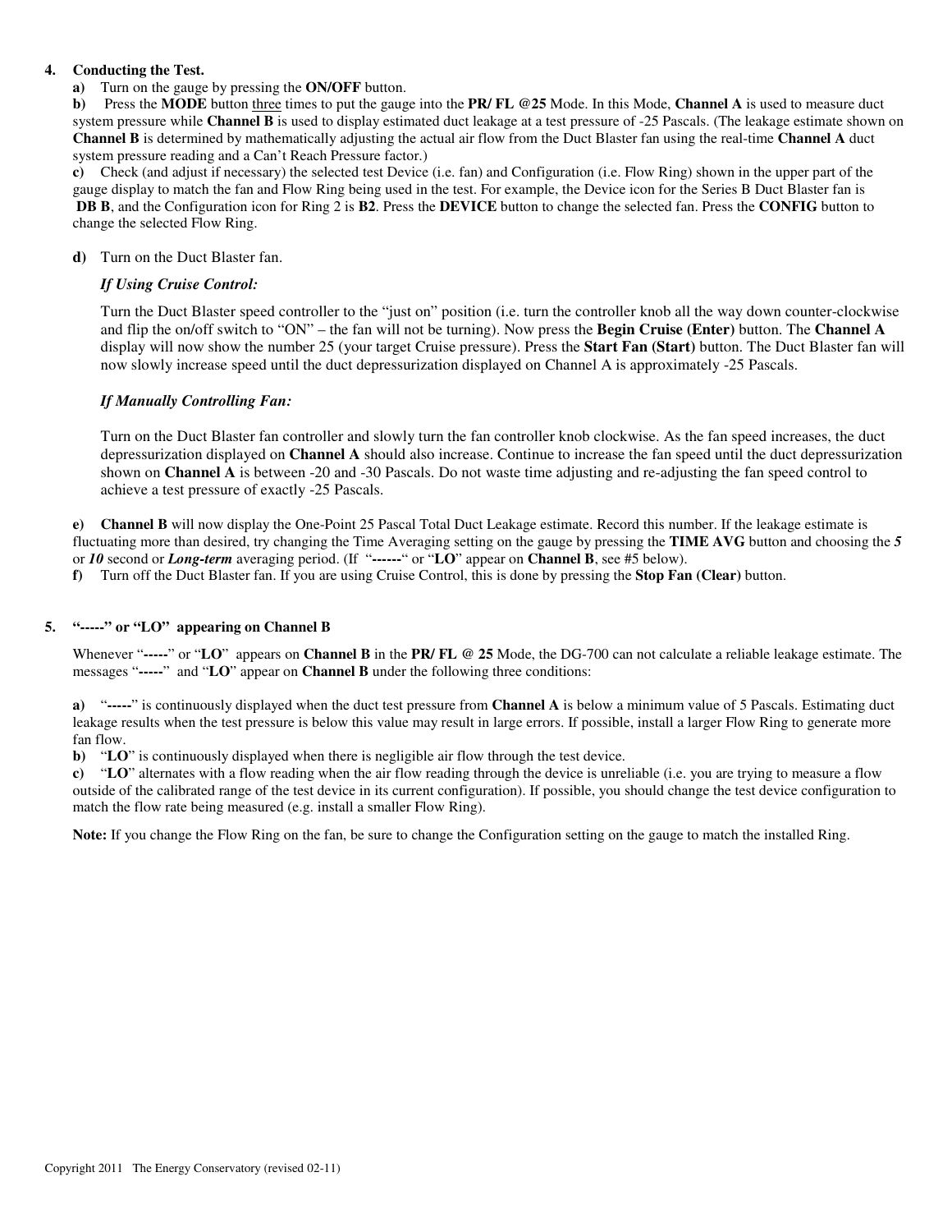## 4. Conducting the Test.

**a)** Turn on the gauge by pressing the **ON/OFF** button.

**b)** Press the **MODE** button three times to put the gauge into the **PR/ FL @25** Mode. In this Mode, **Channel A** is used to measure duct system pressure while **Channel B** is used to display estimated duct leakage at a test pressure of -25 Pascals. (The leakage estimate shown on **Channel B** is determined by mathematically adjusting the actual air flow from the Duct Blaster fan using the real-time **Channel A** duct system pressure reading and a Can't Reach Pressure factor.)

**c)** Check (and adjust if necessary) the selected test Device (i.e. fan) and Configuration (i.e. Flow Ring) shown in the upper part of the gauge display to match the fan and Flow Ring being used in the test. For example, the Device icon for the Series B Duct Blaster fan is **DB B**, and the Configuration icon for Ring 2 is **B2**. Press the **DEVICE** button to change the selected fan. Press the **CONFIG** button to change the selected Flow Ring.

**d)** Turn on the Duct Blaster fan.

***If Using Cruise Control:***

Turn the Duct Blaster speed controller to the "just on" position (i.e. turn the controller knob all the way down counter-clockwise and flip the on/off switch to "ON" – the fan will not be turning). Now press the **Begin Cruise (Enter)** button. The **Channel A** display will now show the number 25 (your target Cruise pressure). Press the **Start Fan (Start)** button. The Duct Blaster fan will now slowly increase speed until the duct depressurization displayed on Channel A is approximately -25 Pascals.

***If Manually Controlling Fan:***

Turn on the Duct Blaster fan controller and slowly turn the fan controller knob clockwise. As the fan speed increases, the duct depressurization displayed on **Channel A** should also increase. Continue to increase the fan speed until the duct depressurization shown on **Channel A** is between -20 and -30 Pascals. Do not waste time adjusting and re-adjusting the fan speed control to achieve a test pressure of exactly -25 Pascals.

**e)** **Channel B** will now display the One-Point 25 Pascal Total Duct Leakage estimate. Record this number. If the leakage estimate is fluctuating more than desired, try changing the Time Averaging setting on the gauge by pressing the **TIME AVG** button and choosing the ***5*** or ***10*** second or ***Long-term*** averaging period. (If "**------**" or "**LO**" appear on **Channel B**, see #5 below).

**f)** Turn off the Duct Blaster fan. If you are using Cruise Control, this is done by pressing the **Stop Fan (Clear)** button.

## 5. "-----" or "LO" appearing on Channel B

Whenever "**-----**" or "**LO**" appears on **Channel B** in the **PR/ FL @ 25** Mode, the DG-700 can not calculate a reliable leakage estimate. The messages "**-----**" and "**LO**" appear on **Channel B** under the following three conditions:

**a)** "**-----**" is continuously displayed when the duct test pressure from **Channel A** is below a minimum value of 5 Pascals. Estimating duct leakage results when the test pressure is below this value may result in large errors. If possible, install a larger Flow Ring to generate more fan flow.

**b)** "**LO**" is continuously displayed when there is negligible air flow through the test device.

**c)** "**LO**" alternates with a flow reading when the air flow reading through the device is unreliable (i.e. you are trying to measure a flow outside of the calibrated range of the test device in its current configuration). If possible, you should change the test device configuration to match the flow rate being measured (e.g. install a smaller Flow Ring).

**Note:** If you change the Flow Ring on the fan, be sure to change the Configuration setting on the gauge to match the installed Ring.

Copyright 2011 The Energy Conservatory (revised 02-11)